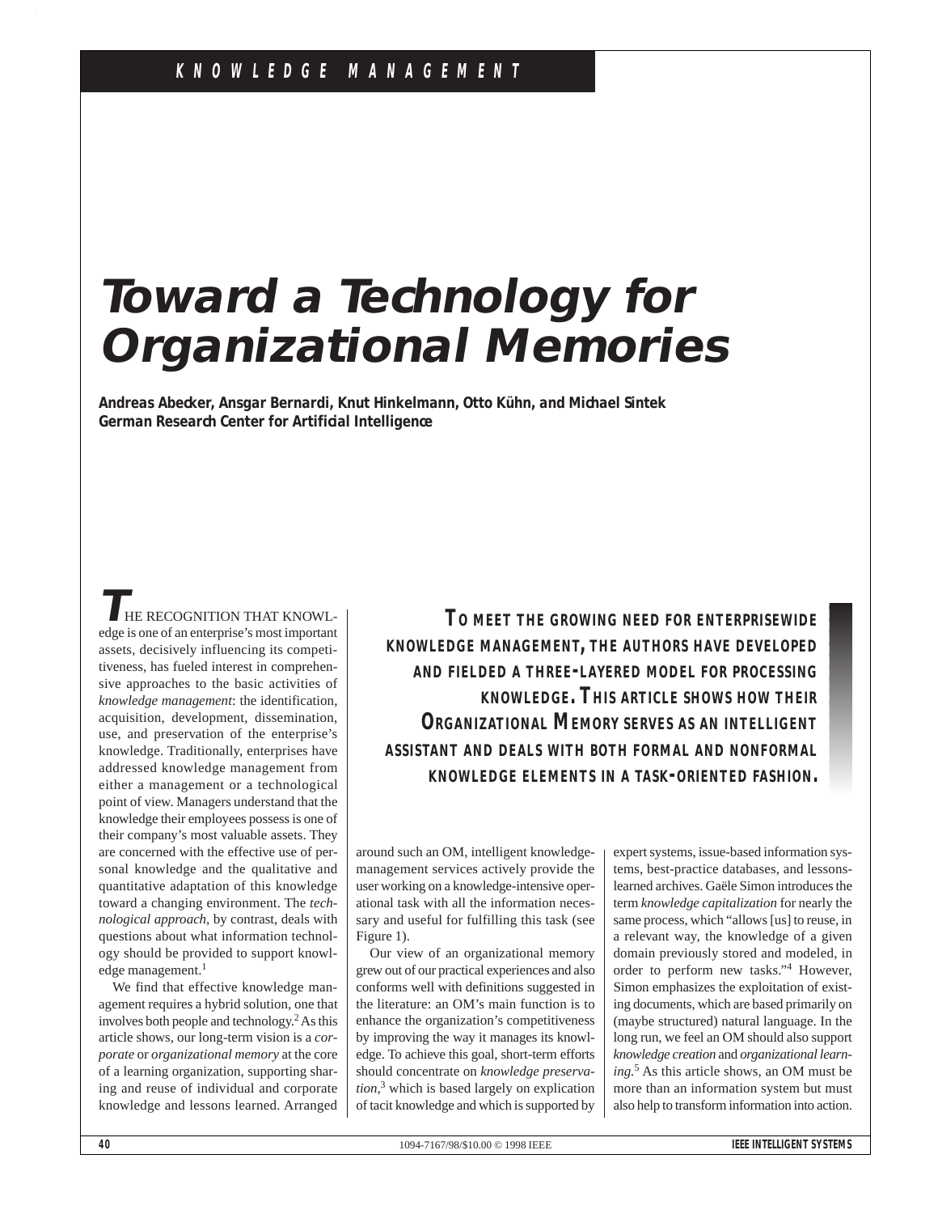# Toward a Technology for Organizational Memories

**Andreas Abecker, Ansgar Bernardi, Knut Hinkelmann, Otto Kühn, and Michael Sintek**
**German Research Center for Artificial Intelligence**

**TO MEET THE GROWING NEED FOR ENTERPRISEWIDE KNOWLEDGE MANAGEMENT, THE AUTHORS HAVE DEVELOPED AND FIELDED A THREE-LAYERED MODEL FOR PROCESSING KNOWLEDGE. THIS ARTICLE SHOWS HOW THEIR ORGANIZATIONAL MEMORY SERVES AS AN INTELLIGENT ASSISTANT AND DEALS WITH BOTH FORMAL AND NONFORMAL KNOWLEDGE ELEMENTS IN A TASK-ORIENTED FASHION.**

THE RECOGNITION THAT KNOWLEDGE is one of an enterprise's most important assets, decisively influencing its competitiveness, has fueled interest in comprehensive approaches to the basic activities of *knowledge management*: the identification, acquisition, development, dissemination, use, and preservation of the enterprise's knowledge. Traditionally, enterprises have addressed knowledge management from either a management or a technological point of view. Managers understand that the knowledge their employees possess is one of their company's most valuable assets. They are concerned with the effective use of personal knowledge and the qualitative and quantitative adaptation of this knowledge toward a changing environment. The *technological approach*, by contrast, deals with questions about what information technology should be provided to support knowledge management.[1]

We find that effective knowledge management requires a hybrid solution, one that involves both people and technology.[2] As this article shows, our long-term vision is a *corporate* or *organizational memory* at the core of a learning organization, supporting sharing and reuse of individual and corporate knowledge and lessons learned. Arranged around such an OM, intelligent knowledge-management services actively provide the user working on a knowledge-intensive operational task with all the information necessary and useful for fulfilling this task (see Figure 1).

Our view of an organizational memory grew out of our practical experiences and also conforms well with definitions suggested in the literature: an OM's main function is to enhance the organization's competitiveness by improving the way it manages its knowledge. To achieve this goal, short-term efforts should concentrate on *knowledge preservation*,[3] which is based largely on explication of tacit knowledge and which is supported by expert systems, issue-based information systems, best-practice databases, and lessons-learned archives. Gaële Simon introduces the term *knowledge capitalization* for nearly the same process, which "allows [us] to reuse, in a relevant way, the knowledge of a given domain previously stored and modeled, in order to perform new tasks."[4] However, Simon emphasizes the exploitation of existing documents, which are based primarily on (maybe structured) natural language. In the long run, we feel an OM should also support *knowledge creation* and *organizational learning*.[5] As this article shows, an OM must be more than an information system but must also help to transform information into action.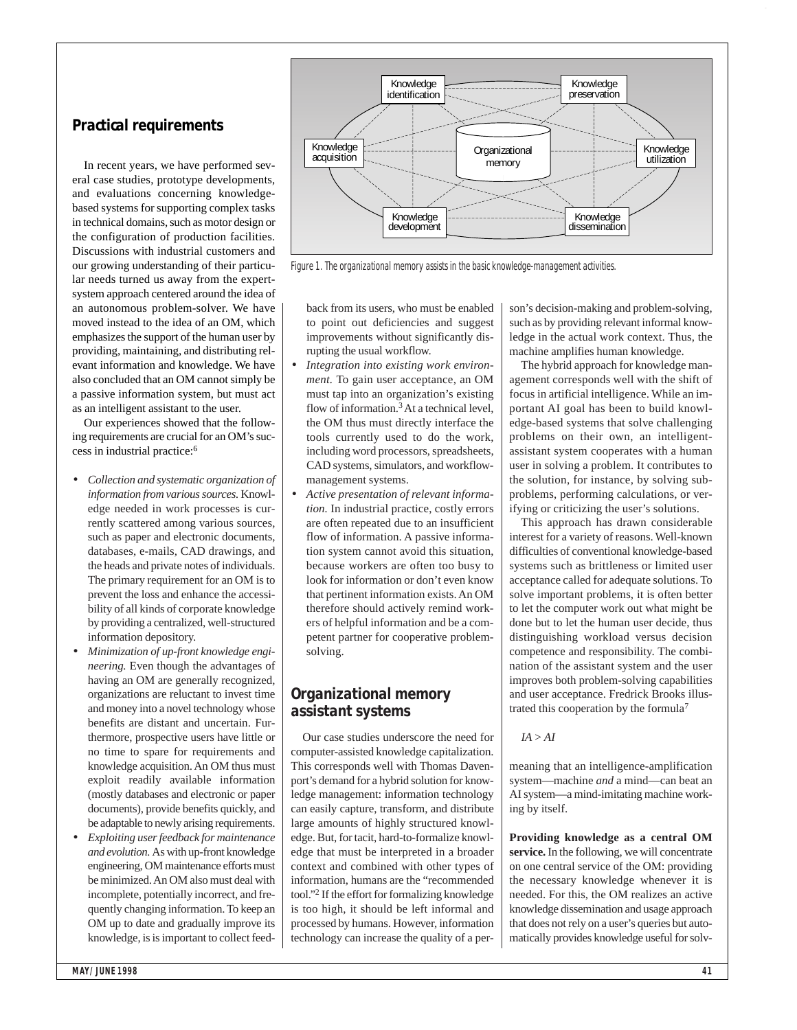Knowledge identification

Knowledge preservation

Knowledge acquisition

Organizational memory

Knowledge utilization

Knowledge development

Knowledge dissemination

Figure 1. The organizational memory assists in the basic knowledge-management activities.

## Practical requirements

In recent years, we have performed several case studies, prototype developments, and evaluations concerning knowledge-based systems for supporting complex tasks in technical domains, such as motor design or the configuration of production facilities. Discussions with industrial customers and our growing understanding of their particular needs turned us away from the expert-system approach centered around the idea of an autonomous problem-solver. We have moved instead to the idea of an OM, which emphasizes the support of the human user by providing, maintaining, and distributing relevant information and knowledge. We have also concluded that an OM cannot simply be a passive information system, but must act as an intelligent assistant to the user.

Our experiences showed that the following requirements are crucial for an OM's success in industrial practice:[6]

- *Collection and systematic organization of information from various sources.* Knowledge needed in work processes is currently scattered among various sources, such as paper and electronic documents, databases, e-mails, CAD drawings, and the heads and private notes of individuals. The primary requirement for an OM is to prevent the loss and enhance the accessibility of all kinds of corporate knowledge by providing a centralized, well-structured information depository.
- *Minimization of up-front knowledge engineering.* Even though the advantages of having an OM are generally recognized, organizations are reluctant to invest time and money into a novel technology whose benefits are distant and uncertain. Furthermore, prospective users have little or no time to spare for requirements and knowledge acquisition. An OM thus must exploit readily available information (mostly databases and electronic or paper documents), provide benefits quickly, and be adaptable to newly arising requirements.
- *Exploiting user feedback for maintenance and evolution.* As with up-front knowledge engineering, OM maintenance efforts must be minimized. An OM also must deal with incomplete, potentially incorrect, and frequently changing information. To keep an OM up to date and gradually improve its knowledge, is is important to collect feedback from its users, who must be enabled to point out deficiencies and suggest improvements without significantly disrupting the usual workflow.
- *Integration into existing work environment.* To gain user acceptance, an OM must tap into an organization's existing flow of information.[3] At a technical level, the OM thus must directly interface the tools currently used to do the work, including word processors, spreadsheets, CAD systems, simulators, and workflow-management systems.
- *Active presentation of relevant information.* In industrial practice, costly errors are often repeated due to an insufficient flow of information. A passive information system cannot avoid this situation, because workers are often too busy to look for information or don't even know that pertinent information exists. An OM therefore should actively remind workers of helpful information and be a competent partner for cooperative problem-solving.

## Organizational memory assistant systems

Our case studies underscore the need for computer-assisted knowledge capitalization. This corresponds well with Thomas Davenport's demand for a hybrid solution for knowledge management: information technology can easily capture, transform, and distribute large amounts of highly structured knowledge. But, for tacit, hard-to-formalize knowledge that must be interpreted in a broader context and combined with other types of information, humans are the "recommended tool."[2] If the effort for formalizing knowledge is too high, it should be left informal and processed by humans. However, information technology can increase the quality of a person's decision-making and problem-solving, such as by providing relevant informal knowledge in the actual work context. Thus, the machine amplifies human knowledge.

The hybrid approach for knowledge management corresponds well with the shift of focus in artificial intelligence. While an important AI goal has been to build knowledge-based systems that solve challenging problems on their own, an intelligent-assistant system cooperates with a human user in solving a problem. It contributes to the solution, for instance, by solving subproblems, performing calculations, or verifying or criticizing the user's solutions.

This approach has drawn considerable interest for a variety of reasons. Well-known difficulties of conventional knowledge-based systems such as brittleness or limited user acceptance called for adequate solutions. To solve important problems, it is often better to let the computer work out what might be done but to let the human user decide, thus distinguishing workload versus decision competence and responsibility. The combination of the assistant system and the user improves both problem-solving capabilities and user acceptance. Fredrick Brooks illustrated this cooperation by the formula[7]

$$IA > AI$$

meaning that an intelligence-amplification system—machine *and* a mind—can beat an AI system—a mind-imitating machine working by itself.

**Providing knowledge as a central OM service.** In the following, we will concentrate on one central service of the OM: providing the necessary knowledge whenever it is needed. For this, the OM realizes an active knowledge dissemination and usage approach that does not rely on a user's queries but automatically provides knowledge useful for solv-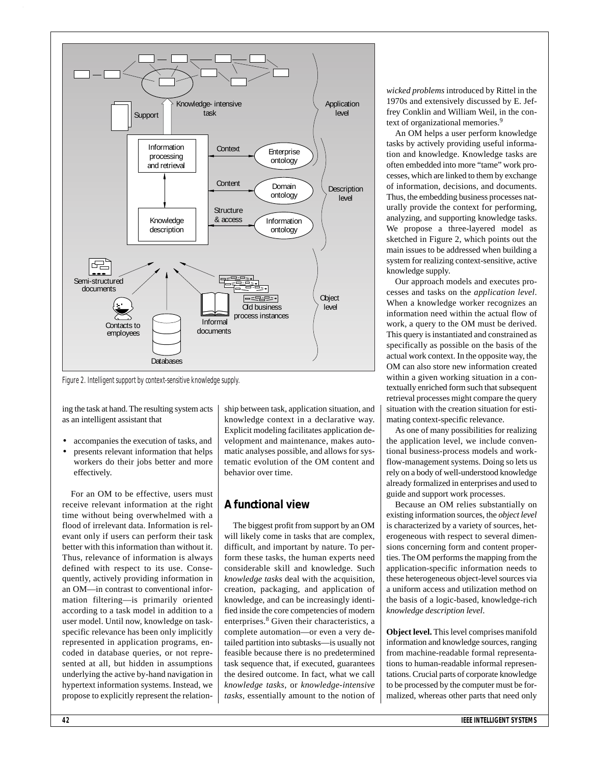Figure 2. Intelligent support by context-sensitive knowledge supply.

ing the task at hand. The resulting system acts as an intelligent assistant that

- accompanies the execution of tasks, and
- presents relevant information that helps workers do their jobs better and more effectively.

For an OM to be effective, users must receive relevant information at the right time without being overwhelmed with a flood of irrelevant data. Information is relevant only if users can perform their task better with this information than without it. Thus, relevance of information is always defined with respect to its use. Consequently, actively providing information in an OM—in contrast to conventional information filtering—is primarily oriented according to a task model in addition to a user model. Until now, knowledge on task-specific relevance has been only implicitly represented in application programs, encoded in database queries, or not represented at all, but hidden in assumptions underlying the active by-hand navigation in hypertext information systems. Instead, we propose to explicitly represent the relationship between task, application situation, and knowledge context in a declarative way. Explicit modeling facilitates application development and maintenance, makes automatic analyses possible, and allows for systematic evolution of the OM content and behavior over time.

## A functional view

The biggest profit from support by an OM will likely come in tasks that are complex, difficult, and important by nature. To perform these tasks, the human experts need considerable skill and knowledge. Such *knowledge tasks* deal with the acquisition, creation, packaging, and application of knowledge, and can be increasingly identified inside the core competencies of modern enterprises.[8] Given their characteristics, a complete automation—or even a very detailed partition into subtasks—is usually not feasible because there is no predetermined task sequence that, if executed, guarantees the desired outcome. In fact, what we call *knowledge tasks*, or *knowledge-intensive tasks*, essentially amount to the notion of *wicked problems* introduced by Rittel in the 1970s and extensively discussed by E. Jeffrey Conklin and William Weil, in the context of organizational memories.[9]

An OM helps a user perform knowledge tasks by actively providing useful information and knowledge. Knowledge tasks are often embedded into more "tame" work processes, which are linked to them by exchange of information, decisions, and documents. Thus, the embedding business processes naturally provide the context for performing, analyzing, and supporting knowledge tasks. We propose a three-layered model as sketched in Figure 2, which points out the main issues to be addressed when building a system for realizing context-sensitive, active knowledge supply.

Our approach models and executes processes and tasks on the *application level*. When a knowledge worker recognizes an information need within the actual flow of work, a query to the OM must be derived. This query is instantiated and constrained as specifically as possible on the basis of the actual work context. In the opposite way, the OM can also store new information created within a given working situation in a contextually enriched form such that subsequent retrieval processes might compare the query situation with the creation situation for estimating context-specific relevance.

As one of many possibilities for realizing the application level, we include conventional business-process models and workflow-management systems. Doing so lets us rely on a body of well-understood knowledge already formalized in enterprises and used to guide and support work processes.

Because an OM relies substantially on existing information sources, the *object level* is characterized by a variety of sources, heterogeneous with respect to several dimensions concerning form and content properties. The OM performs the mapping from the application-specific information needs to these heterogeneous object-level sources via a uniform access and utilization method on the basis of a logic-based, knowledge-rich *knowledge description level*.

**Object level.** This level comprises manifold information and knowledge sources, ranging from machine-readable formal representations to human-readable informal representations. Crucial parts of corporate knowledge to be processed by the computer must be formalized, whereas other parts that need only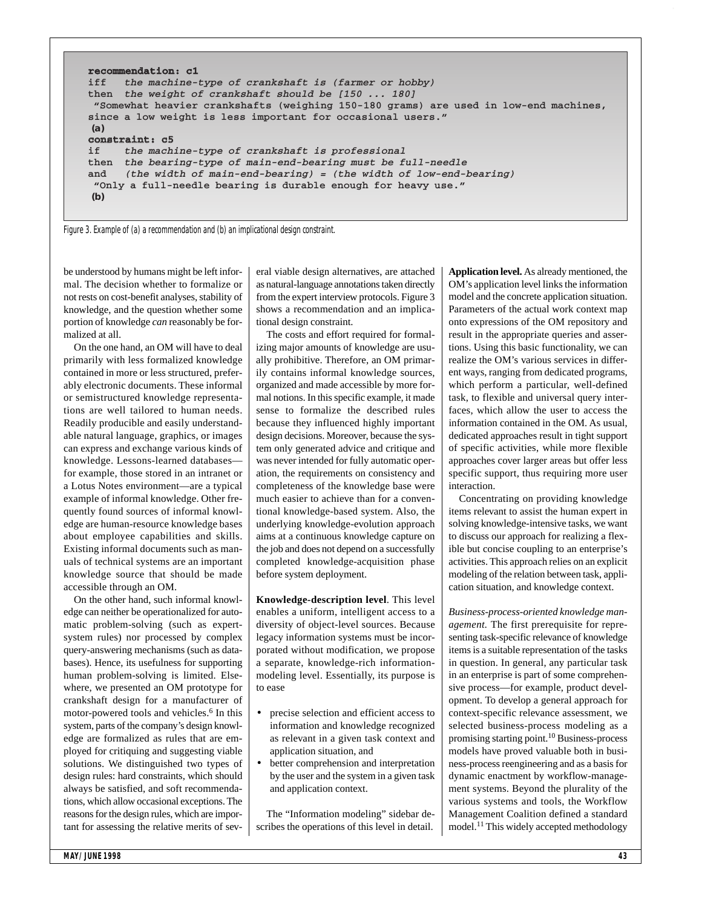```
recommendation: c1
iff   the machine-type of crankshaft is (farmer or hobby)
then  the weight of crankshaft should be [150 ... 180]
 "Somewhat heavier crankshafts (weighing 150-180 grams) are used in low-end machines,
since a low weight is less important for occasional users."
 (a)
constraint: c5
if    the machine-type of crankshaft is professional
then  the bearing-type of main-end-bearing must be full-needle
and   (the width of main-end-bearing) = (the width of low-end-bearing)
 "Only a full-needle bearing is durable enough for heavy use."
 (b)
```

Figure 3. Example of (a) a recommendation and (b) an implicational design constraint.

be understood by humans might be left informal. The decision whether to formalize or not rests on cost-benefit analyses, stability of knowledge, and the question whether some portion of knowledge *can* reasonably be formalized at all.

On the one hand, an OM will have to deal primarily with less formalized knowledge contained in more or less structured, preferably electronic documents. These informal or semistructured knowledge representations are well tailored to human needs. Readily producible and easily understandable natural language, graphics, or images can express and exchange various kinds of knowledge. Lessons-learned databases—for example, those stored in an intranet or a Lotus Notes environment—are a typical example of informal knowledge. Other frequently found sources of informal knowledge are human-resource knowledge bases about employee capabilities and skills. Existing informal documents such as manuals of technical systems are an important knowledge source that should be made accessible through an OM.

On the other hand, such informal knowledge can neither be operationalized for automatic problem-solving (such as expert-system rules) nor processed by complex query-answering mechanisms (such as databases). Hence, its usefulness for supporting human problem-solving is limited. Elsewhere, we presented an OM prototype for crankshaft design for a manufacturer of motor-powered tools and vehicles.[6] In this system, parts of the company's design knowledge are formalized as rules that are employed for critiquing and suggesting viable solutions. We distinguished two types of design rules: hard constraints, which should always be satisfied, and soft recommendations, which allow occasional exceptions. The reasons for the design rules, which are important for assessing the relative merits of several viable design alternatives, are attached as natural-language annotations taken directly from the expert interview protocols. Figure 3 shows a recommendation and an implicational design constraint.

The costs and effort required for formalizing major amounts of knowledge are usually prohibitive. Therefore, an OM primarily contains informal knowledge sources, organized and made accessible by more formal notions. In this specific example, it made sense to formalize the described rules because they influenced highly important design decisions. Moreover, because the system only generated advice and critique and was never intended for fully automatic operation, the requirements on consistency and completeness of the knowledge base were much easier to achieve than for a conventional knowledge-based system. Also, the underlying knowledge-evolution approach aims at a continuous knowledge capture on the job and does not depend on a successfully completed knowledge-acquisition phase before system deployment.

**Knowledge-description level**. This level enables a uniform, intelligent access to a diversity of object-level sources. Because legacy information systems must be incorporated without modification, we propose a separate, knowledge-rich information-modeling level. Essentially, its purpose is to ease

- precise selection and efficient access to information and knowledge recognized as relevant in a given task context and application situation, and
- better comprehension and interpretation by the user and the system in a given task and application context.

The "Information modeling" sidebar describes the operations of this level in detail.

**Application level.** As already mentioned, the OM's application level links the information model and the concrete application situation. Parameters of the actual work context map onto expressions of the OM repository and result in the appropriate queries and assertions. Using this basic functionality, we can realize the OM's various services in different ways, ranging from dedicated programs, which perform a particular, well-defined task, to flexible and universal query interfaces, which allow the user to access the information contained in the OM. As usual, dedicated approaches result in tight support of specific activities, while more flexible approaches cover larger areas but offer less specific support, thus requiring more user interaction.

Concentrating on providing knowledge items relevant to assist the human expert in solving knowledge-intensive tasks, we want to discuss our approach for realizing a flexible but concise coupling to an enterprise's activities. This approach relies on an explicit modeling of the relation between task, application situation, and knowledge context.

*Business-process-oriented knowledge management.* The first prerequisite for representing task-specific relevance of knowledge items is a suitable representation of the tasks in question. In general, any particular task in an enterprise is part of some comprehensive process—for example, product development. To develop a general approach for context-specific relevance assessment, we selected business-process modeling as a promising starting point.[10] Business-process models have proved valuable both in business-process reengineering and as a basis for dynamic enactment by workflow-management systems. Beyond the plurality of the various systems and tools, the Workflow Management Coalition defined a standard model.[11] This widely accepted methodology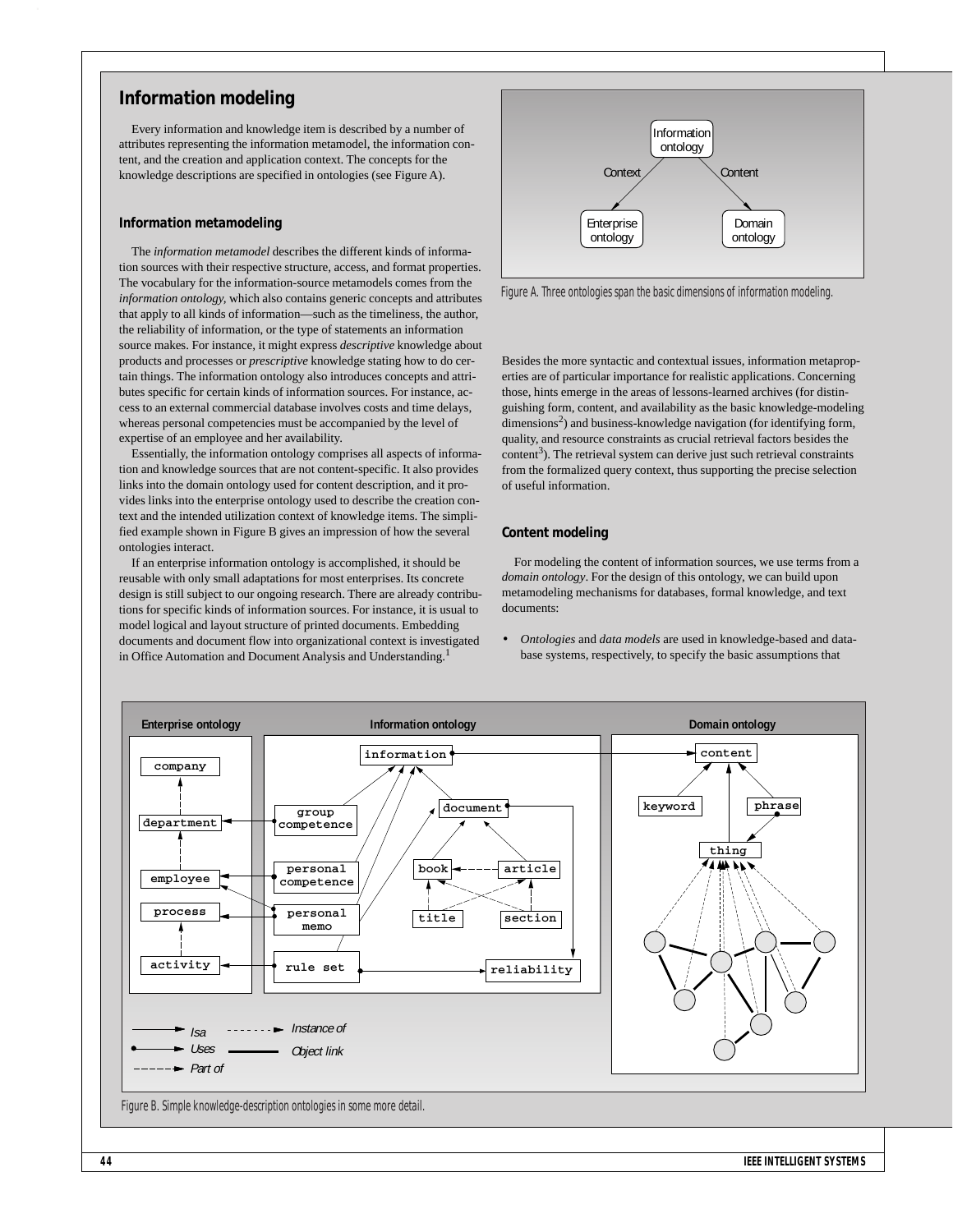## Information modeling

Every information and knowledge item is described by a number of attributes representing the information metamodel, the information content, and the creation and application context. The concepts for the knowledge descriptions are specified in ontologies (see Figure A).

### Information metamodeling

The *information metamodel* describes the different kinds of information sources with their respective structure, access, and format properties. The vocabulary for the information-source metamodels comes from the *information ontology,* which also contains generic concepts and attributes that apply to all kinds of information—such as the timeliness, the author, the reliability of information, or the type of statements an information source makes. For instance, it might express *descriptive* knowledge about products and processes or *prescriptive* knowledge stating how to do certain things. The information ontology also introduces concepts and attributes specific for certain kinds of information sources. For instance, access to an external commercial database involves costs and time delays, whereas personal competencies must be accompanied by the level of expertise of an employee and her availability.

Essentially, the information ontology comprises all aspects of information and knowledge sources that are not content-specific. It also provides links into the domain ontology used for content description, and it provides links into the enterprise ontology used to describe the creation context and the intended utilization context of knowledge items. The simplified example shown in Figure B gives an impression of how the several ontologies interact.

If an enterprise information ontology is accomplished, it should be reusable with only small adaptations for most enterprises. Its concrete design is still subject to our ongoing research. There are already contributions for specific kinds of information sources. For instance, it is usual to model logical and layout structure of printed documents. Embedding documents and document flow into organizational context is investigated in Office Automation and Document Analysis and Understanding.[1]

Figure A. Three ontologies span the basic dimensions of information modeling.

Besides the more syntactic and contextual issues, information metaproperties are of particular importance for realistic applications. Concerning those, hints emerge in the areas of lessons-learned archives (for distinguishing form, content, and availability as the basic knowledge-modeling dimensions[2]) and business-knowledge navigation (for identifying form, quality, and resource constraints as crucial retrieval factors besides the content[3]). The retrieval system can derive just such retrieval constraints from the formalized query context, thus supporting the precise selection of useful information.

### Content modeling

For modeling the content of information sources, we use terms from a *domain ontology*. For the design of this ontology, we can build upon metamodeling mechanisms for databases, formal knowledge, and text documents:

- *Ontologies* and *data models* are used in knowledge-based and database systems, respectively, to specify the basic assumptions that

Figure B. Simple knowledge-description ontologies in some more detail.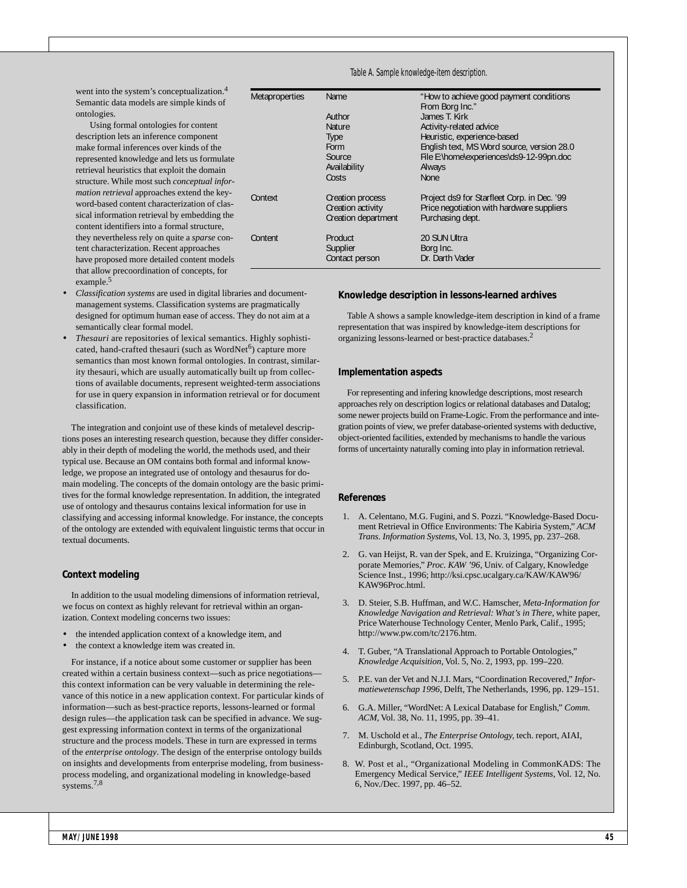went into the system's conceptualization.[4] Semantic data models are simple kinds of ontologies.

Using formal ontologies for content description lets an inference component make formal inferences over kinds of the represented knowledge and lets us formulate retrieval heuristics that exploit the domain structure. While most such *conceptual information retrieval* approaches extend the keyword-based content characterization of classical information retrieval by embedding the content identifiers into a formal structure, they nevertheless rely on quite a *sparse* content characterization. Recent approaches have proposed more detailed content models that allow precoordination of concepts, for example.[5]

- *Classification systems* are used in digital libraries and document-management systems. Classification systems are pragmatically designed for optimum human ease of access. They do not aim at a semantically clear formal model.
- *Thesauri* are repositories of lexical semantics. Highly sophisticated, hand-crafted thesauri (such as WordNet[6]) capture more semantics than most known formal ontologies. In contrast, similarity thesauri, which are usually automatically built up from collections of available documents, represent weighted-term associations for use in query expansion in information retrieval or for document classification.

The integration and conjoint use of these kinds of metalevel descriptions poses an interesting research question, because they differ considerably in their depth of modeling the world, the methods used, and their typical use. Because an OM contains both formal and informal knowledge, we propose an integrated use of ontology and thesaurus for domain modeling. The concepts of the domain ontology are the basic primitives for the formal knowledge representation. In addition, the integrated use of ontology and thesaurus contains lexical information for use in classifying and accessing informal knowledge. For instance, the concepts of the ontology are extended with equivalent linguistic terms that occur in textual documents.

### Context modeling

In addition to the usual modeling dimensions of information retrieval, we focus on context as highly relevant for retrieval within an organization. Context modeling concerns two issues:

- the intended application context of a knowledge item, and
- the context a knowledge item was created in.

For instance, if a notice about some customer or supplier has been created within a certain business context—such as price negotiations—this context information can be very valuable in determining the relevance of this notice in a new application context. For particular kinds of information—such as best-practice reports, lessons-learned or formal design rules—the application task can be specified in advance. We suggest expressing information context in terms of the organizational structure and the process models. These in turn are expressed in terms of the *enterprise ontology*. The design of the enterprise ontology builds on insights and developments from enterprise modeling, from business-process modeling, and organizational modeling in knowledge-based systems.[7,8]

Table A. Sample knowledge-item description.

| | | |
|---|---|---|
| Metaproperties | Name | "How to achieve good payment conditions From Borg Inc." |
| | Author | James T. Kirk |
| | Nature | Activity-related advice |
| | Type | Heuristic, experience-based |
| | Form | English text, MS Word source, version 28.0 |
| | Source | File E:\home\experiences\ds9-12-99pn.doc |
| | Availability | Always |
| | Costs | None |
| Context | Creation process | Project ds9 for Starfleet Corp. in Dec. '99 |
| | Creation activity | Price negotiation with hardware suppliers |
| | Creation department | Purchasing dept. |
| Content | Product | 20 SUN Ultra |
| | Supplier | Borg Inc. |
| | Contact person | Dr. Darth Vader |

### Knowledge description in lessons-learned archives

Table A shows a sample knowledge-item description in kind of a frame representation that was inspired by knowledge-item descriptions for organizing lessons-learned or best-practice databases.[2]

### Implementation aspects

For representing and infering knowledge descriptions, most research approaches rely on description logics or relational databases and Datalog; some newer projects build on Frame-Logic. From the performance and integration points of view, we prefer database-oriented systems with deductive, object-oriented facilities, extended by mechanisms to handle the various forms of uncertainty naturally coming into play in information retrieval.

### References

1. A. Celentano, M.G. Fugini, and S. Pozzi. "Knowledge-Based Document Retrieval in Office Environments: The Kabiria System," *ACM Trans. Information Systems*, Vol. 13, No. 3, 1995, pp. 237–268.
2. G. van Heijst, R. van der Spek, and E. Kruizinga, "Organizing Corporate Memories," *Proc. KAW '96*, Univ. of Calgary, Knowledge Science Inst., 1996; http://ksi.cpsc.ucalgary.ca/KAW/KAW96/KAW96Proc.html.
3. D. Steier, S.B. Huffman, and W.C. Hamscher, *Meta-Information for Knowledge Navigation and Retrieval: What's in There*, white paper, Price Waterhouse Technology Center, Menlo Park, Calif., 1995; http://www.pw.com/tc/2176.htm.
4. T. Guber, "A Translational Approach to Portable Ontologies," *Knowledge Acquisition*, Vol. 5, No. 2, 1993, pp. 199–220.
5. P.E. van der Vet and N.J.I. Mars, "Coordination Recovered," *Informatiewetenschap 1996*, Delft, The Netherlands, 1996, pp. 129–151.
6. G.A. Miller, "WordNet: A Lexical Database for English," *Comm. ACM*, Vol. 38, No. 11, 1995, pp. 39–41.
7. M. Uschold et al., *The Enterprise Ontology*, tech. report, AIAI, Edinburgh, Scotland, Oct. 1995.
8. W. Post et al., "Organizational Modeling in CommonKADS: The Emergency Medical Service," *IEEE Intelligent Systems*, Vol. 12, No. 6, Nov./Dec. 1997, pp. 46–52.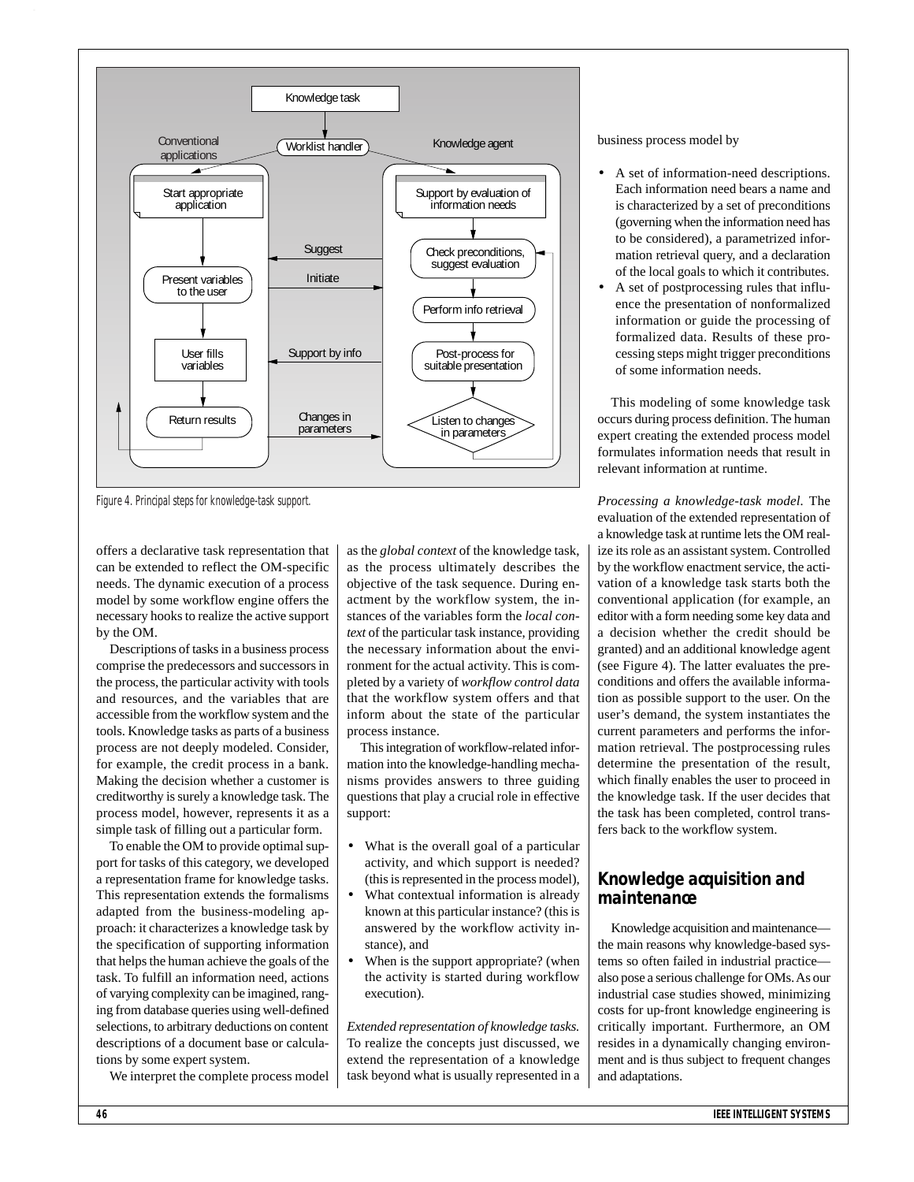Knowledge task

Worklist handler

Conventional applications

Knowledge agent

Start appropriate application

Support by evaluation of information needs

Suggest

Check preconditions, suggest evaluation

Initiate

Present variables to the user

Perform info retrieval

Support by info

User fills variables

Post-process for suitable presentation

Changes in parameters

Return results

Listen to changes in parameters

Figure 4. Principal steps for knowledge-task support.

offers a declarative task representation that can be extended to reflect the OM-specific needs. The dynamic execution of a process model by some workflow engine offers the necessary hooks to realize the active support by the OM.

Descriptions of tasks in a business process comprise the predecessors and successors in the process, the particular activity with tools and resources, and the variables that are accessible from the workflow system and the tools. Knowledge tasks as parts of a business process are not deeply modeled. Consider, for example, the credit process in a bank. Making the decision whether a customer is creditworthy is surely a knowledge task. The process model, however, represents it as a simple task of filling out a particular form.

To enable the OM to provide optimal support for tasks of this category, we developed a representation frame for knowledge tasks. This representation extends the formalisms adapted from the business-modeling approach: it characterizes a knowledge task by the specification of supporting information that helps the human achieve the goals of the task. To fulfill an information need, actions of varying complexity can be imagined, ranging from database queries using well-defined selections, to arbitrary deductions on content descriptions of a document base or calculations by some expert system.

We interpret the complete process model as the *global context* of the knowledge task, as the process ultimately describes the objective of the task sequence. During enactment by the workflow system, the instances of the variables form the *local context* of the particular task instance, providing the necessary information about the environment for the actual activity. This is completed by a variety of *workflow control data* that the workflow system offers and that inform about the state of the particular process instance.

This integration of workflow-related information into the knowledge-handling mechanisms provides answers to three guiding questions that play a crucial role in effective support:

- What is the overall goal of a particular activity, and which support is needed? (this is represented in the process model),
- What contextual information is already known at this particular instance? (this is answered by the workflow activity instance), and
- When is the support appropriate? (when the activity is started during workflow execution).

*Extended representation of knowledge tasks.* To realize the concepts just discussed, we extend the representation of a knowledge task beyond what is usually represented in a business process model by

- A set of information-need descriptions. Each information need bears a name and is characterized by a set of preconditions (governing when the information need has to be considered), a parametrized information retrieval query, and a declaration of the local goals to which it contributes.
- A set of postprocessing rules that influence the presentation of nonformalized information or guide the processing of formalized data. Results of these processing steps might trigger preconditions of some information needs.

This modeling of some knowledge task occurs during process definition. The human expert creating the extended process model formulates information needs that result in relevant information at runtime.

*Processing a knowledge-task model.* The evaluation of the extended representation of a knowledge task at runtime lets the OM realize its role as an assistant system. Controlled by the workflow enactment service, the activation of a knowledge task starts both the conventional application (for example, an editor with a form needing some key data and a decision whether the credit should be granted) and an additional knowledge agent (see Figure 4). The latter evaluates the preconditions and offers the available information as possible support to the user. On the user's demand, the system instantiates the current parameters and performs the information retrieval. The postprocessing rules determine the presentation of the result, which finally enables the user to proceed in the knowledge task. If the user decides that the task has been completed, control transfers back to the workflow system.

## Knowledge acquisition and maintenance

Knowledge acquisition and maintenance—the main reasons why knowledge-based systems so often failed in industrial practice—also pose a serious challenge for OMs. As our industrial case studies showed, minimizing costs for up-front knowledge engineering is critically important. Furthermore, an OM resides in a dynamically changing environment and is thus subject to frequent changes and adaptations.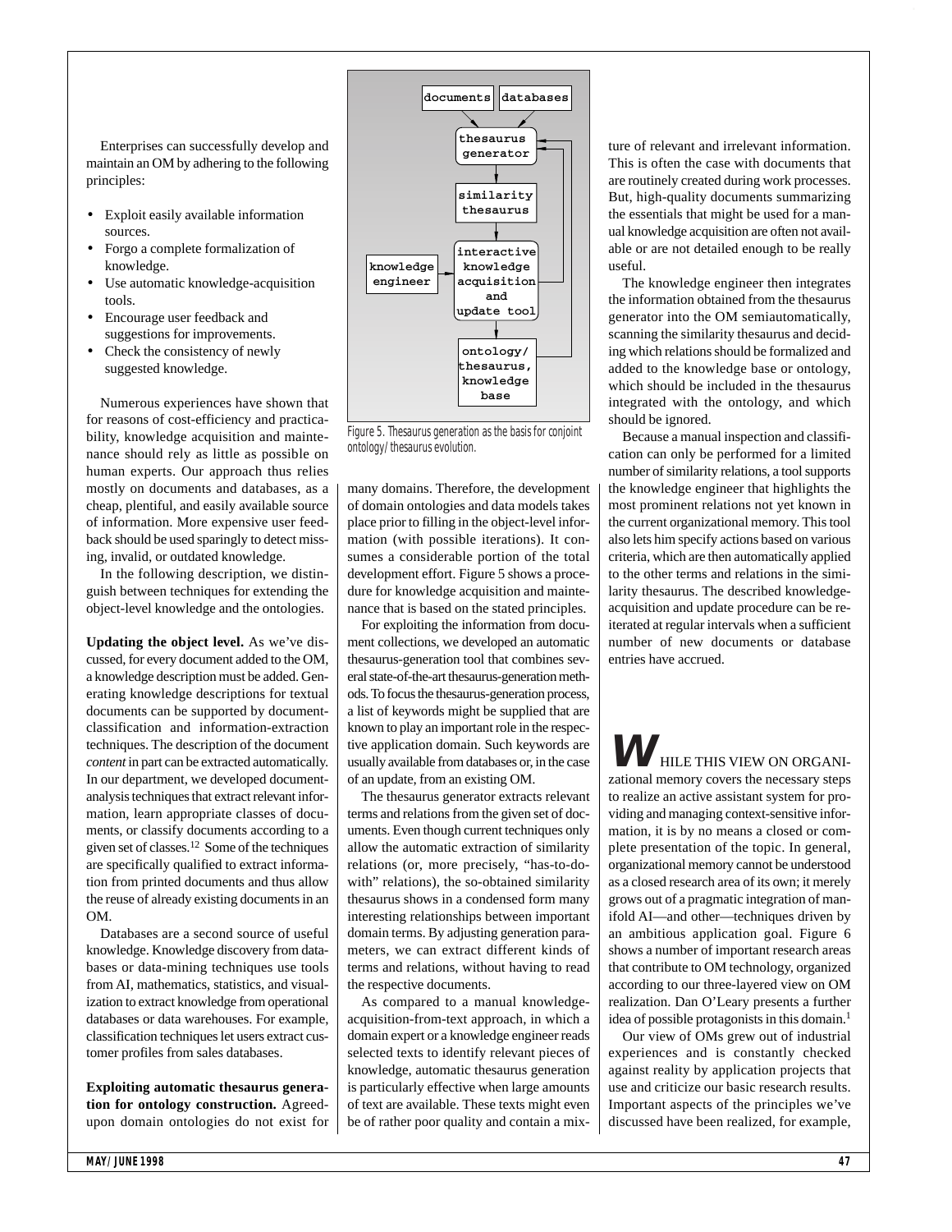Enterprises can successfully develop and maintain an OM by adhering to the following principles:

- Exploit easily available information sources.
- Forgo a complete formalization of knowledge.
- Use automatic knowledge-acquisition tools.
- Encourage user feedback and suggestions for improvements.
- Check the consistency of newly suggested knowledge.

Numerous experiences have shown that for reasons of cost-efficiency and practicability, knowledge acquisition and maintenance should rely as little as possible on human experts. Our approach thus relies mostly on documents and databases, as a cheap, plentiful, and easily available source of information. More expensive user feedback should be used sparingly to detect missing, invalid, or outdated knowledge.

In the following description, we distinguish between techniques for extending the object-level knowledge and the ontologies.

**Updating the object level.** As we've discussed, for every document added to the OM, a knowledge description must be added. Generating knowledge descriptions for textual documents can be supported by document-classification and information-extraction techniques. The description of the document *content* in part can be extracted automatically. In our department, we developed document-analysis techniques that extract relevant information, learn appropriate classes of documents, or classify documents according to a given set of classes.[12] Some of the techniques are specifically qualified to extract information from printed documents and thus allow the reuse of already existing documents in an OM.

Databases are a second source of useful knowledge. Knowledge discovery from databases or data-mining techniques use tools from AI, mathematics, statistics, and visualization to extract knowledge from operational databases or data warehouses. For example, classification techniques let users extract customer profiles from sales databases.

**Exploiting automatic thesaurus generation for ontology construction.** Agreed-upon domain ontologies do not exist for many domains. Therefore, the development of domain ontologies and data models takes place prior to filling in the object-level information (with possible iterations). It consumes a considerable portion of the total development effort. Figure 5 shows a procedure for knowledge acquisition and maintenance that is based on the stated principles.

Figure 5. Thesaurus generation as the basis for conjoint ontology/thesaurus evolution.

For exploiting the information from document collections, we developed an automatic thesaurus-generation tool that combines several state-of-the-art thesaurus-generation methods. To focus the thesaurus-generation process, a list of keywords might be supplied that are known to play an important role in the respective application domain. Such keywords are usually available from databases or, in the case of an update, from an existing OM.

The thesaurus generator extracts relevant terms and relations from the given set of documents. Even though current techniques only allow the automatic extraction of similarity relations (or, more precisely, "has-to-do-with" relations), the so-obtained similarity thesaurus shows in a condensed form many interesting relationships between important domain terms. By adjusting generation parameters, we can extract different kinds of terms and relations, without having to read the respective documents.

As compared to a manual knowledge-acquisition-from-text approach, in which a domain expert or a knowledge engineer reads selected texts to identify relevant pieces of knowledge, automatic thesaurus generation is particularly effective when large amounts of text are available. These texts might even be of rather poor quality and contain a mixture of relevant and irrelevant information. This is often the case with documents that are routinely created during work processes. But, high-quality documents summarizing the essentials that might be used for a manual knowledge acquisition are often not available or are not detailed enough to be really useful.

The knowledge engineer then integrates the information obtained from the thesaurus generator into the OM semiautomatically, scanning the similarity thesaurus and deciding which relations should be formalized and added to the knowledge base or ontology, which should be included in the thesaurus integrated with the ontology, and which should be ignored.

Because a manual inspection and classification can only be performed for a limited number of similarity relations, a tool supports the knowledge engineer that highlights the most prominent relations not yet known in the current organizational memory. This tool also lets him specify actions based on various criteria, which are then automatically applied to the other terms and relations in the similarity thesaurus. The described knowledge-acquisition and update procedure can be reiterated at regular intervals when a sufficient number of new documents or database entries have accrued.

WHILE THIS VIEW ON ORGANIZATIONAL memory covers the necessary steps to realize an active assistant system for providing and managing context-sensitive information, it is by no means a closed or complete presentation of the topic. In general, organizational memory cannot be understood as a closed research area of its own; it merely grows out of a pragmatic integration of manifold AI—and other—techniques driven by an ambitious application goal. Figure 6 shows a number of important research areas that contribute to OM technology, organized according to our three-layered view on OM realization. Dan O'Leary presents a further idea of possible protagonists in this domain.[1]

Our view of OMs grew out of industrial experiences and is constantly checked against reality by application projects that use and criticize our basic research results. Important aspects of the principles we've discussed have been realized, for example,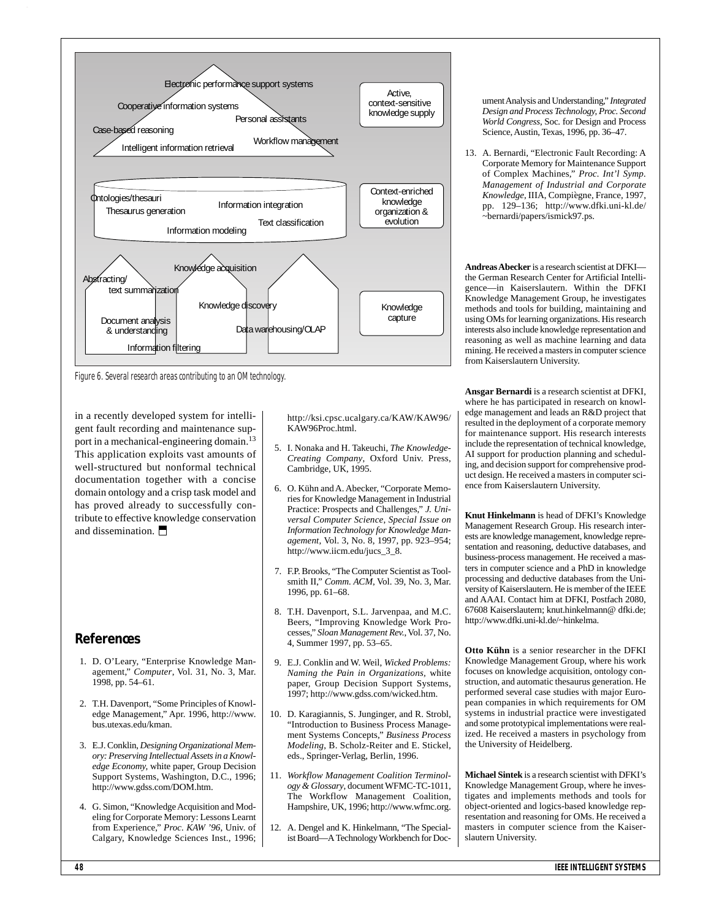Electronic performance support systems

Cooperative information systems

Personal assistants

Case-based reasoning

Workflow management

Intelligent information retrieval

Active, context-sensitive knowledge supply

Ontologies/thesauri

Information integration

Thesaurus generation

Text classification

Information modeling

Context-enriched knowledge organization & evolution

Knowledge acquisition

Abstracting/ text summarization

Knowledge discovery

Document analysis & understanding

Data warehousing/OLAP

Information filtering

Knowledge capture

Figure 6. Several research areas contributing to an OM technology.

in a recently developed system for intelligent fault recording and maintenance support in a mechanical-engineering domain.[13] This application exploits vast amounts of well-structured but nonformal technical documentation together with a concise domain ontology and a crisp task model and has proved already to successfully contribute to effective knowledge conservation and dissemination.

## References

1. D. O'Leary, "Enterprise Knowledge Management," *Computer*, Vol. 31, No. 3, Mar. 1998, pp. 54–61.
2. T.H. Davenport, "Some Principles of Knowledge Management," Apr. 1996, http://www.bus.utexas.edu/kman.
3. E.J. Conklin, *Designing Organizational Memory: Preserving Intellectual Assets in a Knowledge Economy*, white paper, Group Decision Support Systems, Washington, D.C., 1996; http://www.gdss.com/DOM.htm.
4. G. Simon, "Knowledge Acquisition and Modeling for Corporate Memory: Lessons Learnt from Experience," *Proc. KAW '96*, Univ. of Calgary, Knowledge Sciences Inst., 1996; http://ksi.cpsc.ucalgary.ca/KAW/KAW96/KAW96Proc.html.
5. I. Nonaka and H. Takeuchi, *The Knowledge-Creating Company*, Oxford Univ. Press, Cambridge, UK, 1995.
6. O. Kühn and A. Abecker, "Corporate Memories for Knowledge Management in Industrial Practice: Prospects and Challenges," *J. Universal Computer Science, Special Issue on Information Technology for Knowledge Management*, Vol. 3, No. 8, 1997, pp. 923–954; http://www.iicm.edu/jucs_3_8.
7. F.P. Brooks, "The Computer Scientist as Toolsmith II," *Comm. ACM*, Vol. 39, No. 3, Mar. 1996, pp. 61–68.
8. T.H. Davenport, S.L. Jarvenpaa, and M.C. Beers, "Improving Knowledge Work Processes," *Sloan Management Rev.*, Vol. 37, No. 4, Summer 1997, pp. 53–65.
9. E.J. Conklin and W. Weil, *Wicked Problems: Naming the Pain in Organizations*, white paper, Group Decision Support Systems, 1997; http://www.gdss.com/wicked.htm.
10. D. Karagiannis, S. Junginger, and R. Strobl, "Introduction to Business Process Management Systems Concepts," *Business Process Modeling*, B. Scholz-Reiter and E. Stickel, eds., Springer-Verlag, Berlin, 1996.
11. *Workflow Management Coalition Terminology & Glossary*, document WFMC-TC-1011, The Workflow Management Coalition, Hampshire, UK, 1996; http://www.wfmc.org.
12. A. Dengel and K. Hinkelmann, "The Specialist Board—A Technology Workbench for Document Analysis and Understanding," *Integrated Design and Process Technology, Proc. Second World Congress*, Soc. for Design and Process Science, Austin, Texas, 1996, pp. 36–47.
13. A. Bernardi, "Electronic Fault Recording: A Corporate Memory for Maintenance Support of Complex Machines," *Proc. Int'l Symp. Management of Industrial and Corporate Knowledge*, IIIA, Compiègne, France, 1997, pp. 129–136; http://www.dfki.uni-kl.de/~bernardi/papers/ismick97.ps.

**Andreas Abecker** is a research scientist at DFKI—the German Research Center for Artificial Intelligence—in Kaiserslautern. Within the DFKI Knowledge Management Group, he investigates methods and tools for building, maintaining and using OMs for learning organizations. His research interests also include knowledge representation and reasoning as well as machine learning and data mining. He received a masters in computer science from Kaiserslautern University.

**Ansgar Bernardi** is a research scientist at DFKI, where he has participated in research on knowledge management and leads an R&D project that resulted in the deployment of a corporate memory for maintenance support. His research interests include the representation of technical knowledge, AI support for production planning and scheduling, and decision support for comprehensive product design. He received a masters in computer science from Kaiserslautern University.

**Knut Hinkelmann** is head of DFKI's Knowledge Management Research Group. His research interests are knowledge management, knowledge representation and reasoning, deductive databases, and business-process management. He received a masters in computer science and a PhD in knowledge processing and deductive databases from the University of Kaiserslautern. He is member of the IEEE and AAAI. Contact him at DFKI, Postfach 2080, 67608 Kaiserslautern; knut.hinkelmann@ dfki.de; http://www.dfki.uni-kl.de/~hinkelma.

**Otto Kühn** is a senior researcher in the DFKI Knowledge Management Group, where his work focuses on knowledge acquisition, ontology construction, and automatic thesaurus generation. He performed several case studies with major European companies in which requirements for OM systems in industrial practice were investigated and some prototypical implementations were realized. He received a masters in psychology from the University of Heidelberg.

**Michael Sintek** is a research scientist with DFKI's Knowledge Management Group, where he investigates and implements methods and tools for object-oriented and logics-based knowledge representation and reasoning for OMs. He received a masters in computer science from the Kaiserslautern University.